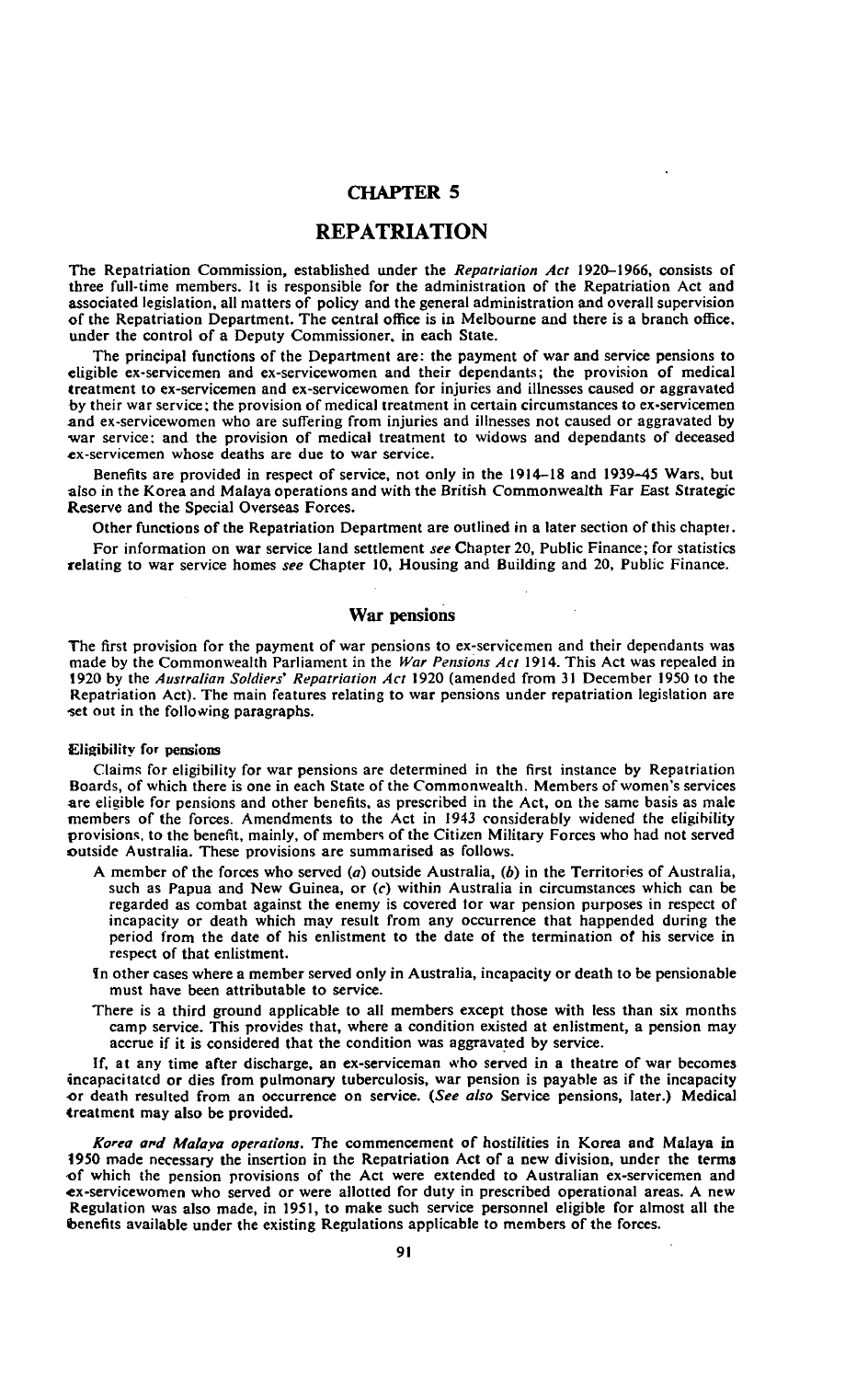# CHAPTER 5

# REPATRIATION

The Repatriation Commission, established under the *Repatriation Act* 1920–1966, consists of three full-time members. It is responsible for the administration of the Repatriation Act and associated legislation, all matters of policy and the general administration and overall supervision of the Repatriation Department. The central office is in Melbourne and there is a branch office, under the control of a Deputy Commissioner, in each State.

The principal functions of the Department are: the payment of war and service pensions to eligible ex-servicemen and ex-servicewomen and their dependants; the provision of medical treatment to ex-servicemen and ex-servicewomen for injuries and illnesses caused or aggravated by their war service; the provision of medical treatment in certain circumstances to ex-servicemen and ex-servicewomen who are suffering from injuries and illnesses not caused or aggravated by war service; and the provision of medical treatment to widows and dependants of deceased ex-servicemen whose deaths are due to war service.

Benefits are provided in respect of service, not only in the 1914–18 and 1939–45 Wars, but also in the Korea and Malaya operations and with the British Commonwealth Far East Strategic Reserve and the Special Overseas Forces.

Other functions of the Repatriation Department are outlined in a later section of this chapter.

For information on war service land settlement *see* Chapter 20, Public Finance; for statistics relating to war service homes *see* Chapter 10, Housing and Building and 20, Public Finance.

## War pensions

The first provision for the payment of war pensions to ex-servicemen and their dependants was made by the Commonwealth Parliament in the *War Pensions Act* 1914. This Act was repealed in 1920 by the *Australian Soldiers' Repatriation Act* 1920 (amended from 31 December 1950 to the Repatriation Act). The main features relating to war pensions under repatriation legislation are set out in the following paragraphs.

### Eligibility for pensions

Claims for eligibility for war pensions are determined in the first instance by Repatriation Boards, of which there is one in each State of the Commonwealth. Members of women's services are eligible for pensions and other benefits, as prescribed in the Act, on the same basis as male members of the forces. Amendments to the Act in 1943 considerably widened the eligibility provisions, to the benefit, mainly, of members of the Citizen Military Forces who had not served outside Australia. These provisions are summarised as follows.

A member of the forces who served (*a*) outside Australia, (*b*) in the Territories of Australia, such as Papua and New Guinea, or (*c*) within Australia in circumstances which can be regarded as combat against the enemy is covered for war pension purposes in respect of incapacity or death which may result from any occurrence that happended during the period from the date of his enlistment to the date of the termination of his service in respect of that enlistment.

In other cases where a member served only in Australia, incapacity or death to be pensionable must have been attributable to service.

There is a third ground applicable to all members except those with less than six months camp service. This provides that, where a condition existed at enlistment, a pension may accrue if it is considered that the condition was aggravated by service.

If, at any time after discharge, an ex-serviceman who served in a theatre of war becomes incapacitated or dies from pulmonary tuberculosis, war pension is payable as if the incapacity or death resulted from an occurrence on service. (*See also* Service pensions, later.) Medical treatment may also be provided.

*Korea and Malaya operations.* The commencement of hostilities in Korea and Malaya in 1950 made necessary the insertion in the Repatriation Act of a new division, under the terms of which the pension provisions of the Act were extended to Australian ex-servicemen and ex-servicewomen who served or were allotted for duty in prescribed operational areas. A new Regulation was also made, in 1951, to make such service personnel eligible for almost all the benefits available under the existing Regulations applicable to members of the forces.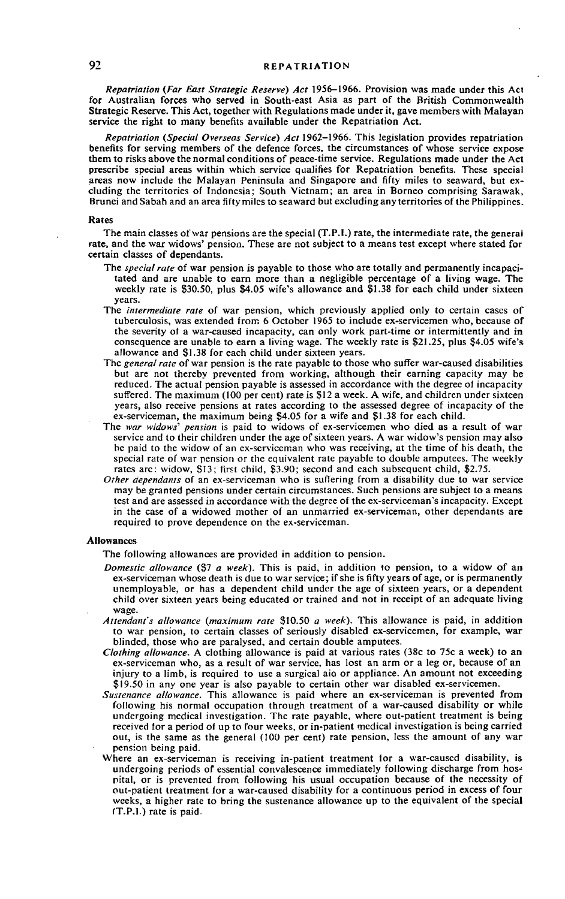*Repatriation (Far East Strategic Reserve) Act* 1956–1966. Provision was made under this Act for Australian forces who served in South-east Asia as part of the British Commonwealth Strategic Reserve. This Act, together with Regulations made under it, gave members with Malayan service the right to many benefits available under the Repatriation Act.

*Repatriation (Special Overseas Service) Act* 1962–1966. This legislation provides repatriation benefits for serving members of the defence forces, the circumstances of whose service expose them to risks above the normal conditions of peace-time service. Regulations made under the Act prescribe special areas within which service qualifies for Repatriation benefits. These special areas now include the Malayan Peninsula and Singapore and fifty miles to seaward, but excluding the territories of Indonesia; South Vietnam; an area in Borneo comprising Sarawak, Brunei and Sabah and an area fifty miles to seaward but excluding any territories of the Philippines.

### Rates

The main classes of war pensions are the special (T.P.I.) rate, the intermediate rate, the general rate, and the war widows' pension. These are not subject to a means test except where stated for certain classes of dependants.

- The *special rate* of war pension is payable to those who are totally and permanently incapacitated and are unable to earn more than a negligible percentage of a living wage. The weekly rate is $30.50, plus $4.05 wife's allowance and $1.38 for each child under sixteen years.
- The *intermediate rate* of war pension, which previously applied only to certain cases of tuberculosis, was extended from 6 October 1965 to include ex-servicemen who, because of the severity of a war-caused incapacity, can only work part-time or intermittently and in consequence are unable to earn a living wage. The weekly rate is $21.25, plus $4.05 wife's allowance and $1.38 for each child under sixteen years.
- The *general rate* of war pension is the rate payable to those who suffer war-caused disabilities but are not thereby prevented from working, although their earning capacity may be reduced. The actual pension payable is assessed in accordance with the degree of incapacity suffered. The maximum (100 per cent) rate is $12 a week. A wife, and children under sixteen years, also receive pensions at rates according to the assessed degree of incapacity of the ex-serviceman, the maximum being $4.05 for a wife and $1.38 for each child.
- The *war widows' pension* is paid to widows of ex-servicemen who died as a result of war service and to their children under the age of sixteen years. A war widow's pension may also be paid to the widow of an ex-serviceman who was receiving, at the time of his death, the special rate of war pension or the equivalent rate payable to double amputees. The weekly rates are: widow, $13; first child, $3.90; second and each subsequent child, $2.75.
- *Other dependants* of an ex-serviceman who is suffering from a disability due to war service may be granted pensions under certain circumstances. Such pensions are subject to a means test and are assessed in accordance with the degree of the ex-serviceman's incapacity. Except in the case of a widowed mother of an unmarried ex-serviceman, other dependants are required to prove dependence on the ex-serviceman.

### Allowances

The following allowances are provided in addition to pension.

- *Domestic allowance ($7 a week).* This is paid, in addition to pension, to a widow of an ex-serviceman whose death is due to war service; if she is fifty years of age, or is permanently unemployable, or has a dependent child under the age of sixteen years, or a dependent child over sixteen years being educated or trained and not in receipt of an adequate living wage.
- *Attendant's allowance (maximum rate $10.50 a week).* This allowance is paid, in addition to war pension, to certain classes of seriously disabled ex-servicemen, for example, war blinded, those who are paralysed, and certain double amputees.
- *Clothing allowance.* A clothing allowance is paid at various rates (38c to 75c a week) to an ex-serviceman who, as a result of war service, has lost an arm or a leg or, because of an injury to a limb, is required to use a surgical aid or appliance. An amount not exceeding $19.50 in any one year is also payable to certain other war disabled ex-servicemen.
- *Sustenance allowance.* This allowance is paid where an ex-serviceman is prevented from following his normal occupation through treatment of a war-caused disability or while undergoing medical investigation. The rate payable, where out-patient treatment is being received for a period of up to four weeks, or in-patient medical investigation is being carried out, is the same as the general (100 per cent) rate pension, less the amount of any war pension being paid.
- Where an ex-serviceman is receiving in-patient treatment for a war-caused disability, is undergoing periods of essential convalescence immediately following discharge from hospital, or is prevented from following his usual occupation because of the necessity of out-patient treatment for a war-caused disability for a continuous period in excess of four weeks, a higher rate to bring the sustenance allowance up to the equivalent of the special (T.P.I.) rate is paid.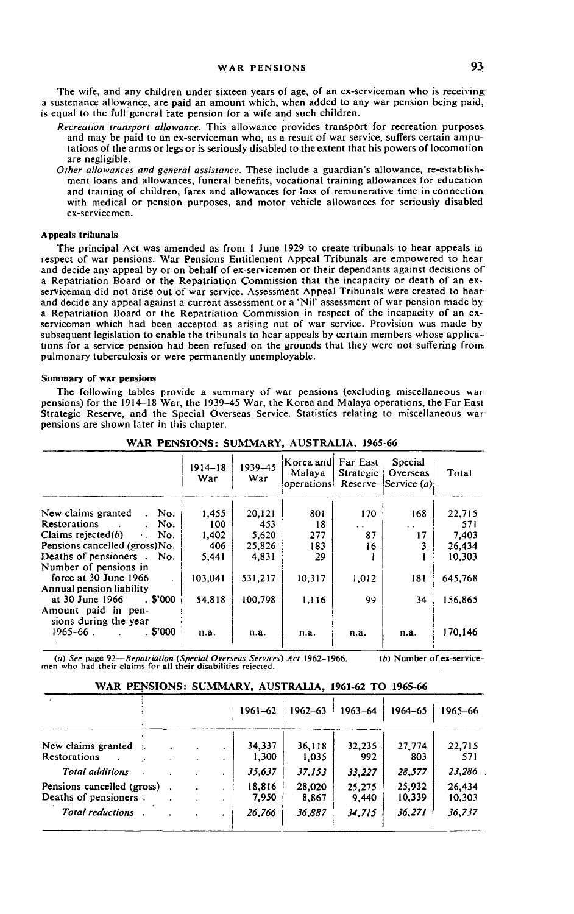The wife, and any children under sixteen years of age, of an ex-serviceman who is receiving a sustenance allowance, are paid an amount which, when added to any war pension being paid, is equal to the full general rate pension for a wife and such children.

*Recreation transport allowance.* This allowance provides transport for recreation purposes and may be paid to an ex-serviceman who, as a result of war service, suffers certain amputations of the arms or legs or is seriously disabled to the extent that his powers of locomotion are negligible.

*Other allowances and general assistance.* These include a guardian's allowance, re-establishment loans and allowances, funeral benefits, vocational training allowances for education and training of children, fares and allowances for loss of remunerative time in connection with medical or pension purposes, and motor vehicle allowances for seriously disabled ex-servicemen.

### Appeals tribunals

The principal Act was amended as from 1 June 1929 to create tribunals to hear appeals in respect of war pensions. War Pensions Entitlement Appeal Tribunals are empowered to hear and decide any appeal by or on behalf of ex-servicemen or their dependants against decisions of a Repatriation Board or the Repatriation Commission that the incapacity or death of an ex-serviceman did not arise out of war service. Assessment Appeal Tribunals were created to hear and decide any appeal against a current assessment or a 'Nil' assessment of war pension made by a Repatriation Board or the Repatriation Commission in respect of the incapacity of an ex-serviceman which had been accepted as arising out of war service. Provision was made by subsequent legislation to enable the tribunals to hear appeals by certain members whose applications for a service pension had been refused on the grounds that they were not suffering from pulmonary tuberculosis or were permanently unemployable.

### Summary of war pensions

The following tables provide a summary of war pensions (excluding miscellaneous war pensions) for the 1914–18 War, the 1939–45 War, the Korea and Malaya operations, the Far East Strategic Reserve, and the Special Overseas Service. Statistics relating to miscellaneous war pensions are shown later in this chapter.

**WAR PENSIONS: SUMMARY, AUSTRALIA, 1965-66**

| | 1914–18 War | 1939–45 War | Korea and Malaya operations | Far East Strategic Reserve | Special Overseas Service (*a*) | Total |
|---|---|---|---|---|---|---|
| New claims granted . No. | 1,455 | 20,121 | 801 | 170 | 168 | 22,715 |
| Restorations . . No. | 100 | 453 | 18 | . . | . . | 571 |
| Claims rejected(*b*) . No. | 1,402 | 5,620 | 277 | 87 | 17 | 7,403 |
| Pensions cancelled (gross)No. | 406 | 25,826 | 183 | 16 | 3 | 26,434 |
| Deaths of pensioners . No. | 5,441 | 4,831 | 29 | 1 | 1 | 10,303 |
| Number of pensions in force at 30 June 1966 | 103,041 | 531,217 | 10,317 | 1,012 | 181 | 645,768 |
| Annual pension liability at 30 June 1966 . $'000 | 54,818 | 100,798 | 1,116 | 99 | 34 | 156,865 |
| Amount paid in pensions during the year 1965–66 . . $'000 | n.a. | n.a. | n.a. | n.a. | n.a. | 170,146 |

(*a*) See page 92—*Repatriation (Special Overseas Services) Act* 1962–1966. (*b*) Number of ex-servicemen who had their claims for all their disabilities rejected.

**WAR PENSIONS: SUMMARY, AUSTRALIA, 1961-62 TO 1965-66**

| | 1961–62 | 1962–63 | 1963–64 | 1964–65 | 1965–66 |
|---|---|---|---|---|---|
| New claims granted | 34,337 | 36,118 | 32,235 | 27,774 | 22,715 |
| Restorations | 1,300 | 1,035 | 992 | 803 | 571 |
| *Total additions* | *35,637* | *37,153* | *33,227* | *28,577* | *23,286* |
| Pensions cancelled (gross) | 18,816 | 28,020 | 25,275 | 25,932 | 26,434 |
| Deaths of pensioners | 7,950 | 8,867 | 9,440 | 10,339 | 10,303 |
| *Total reductions* | *26,766* | *36,887* | *34,715* | *36,271* | *36,737* |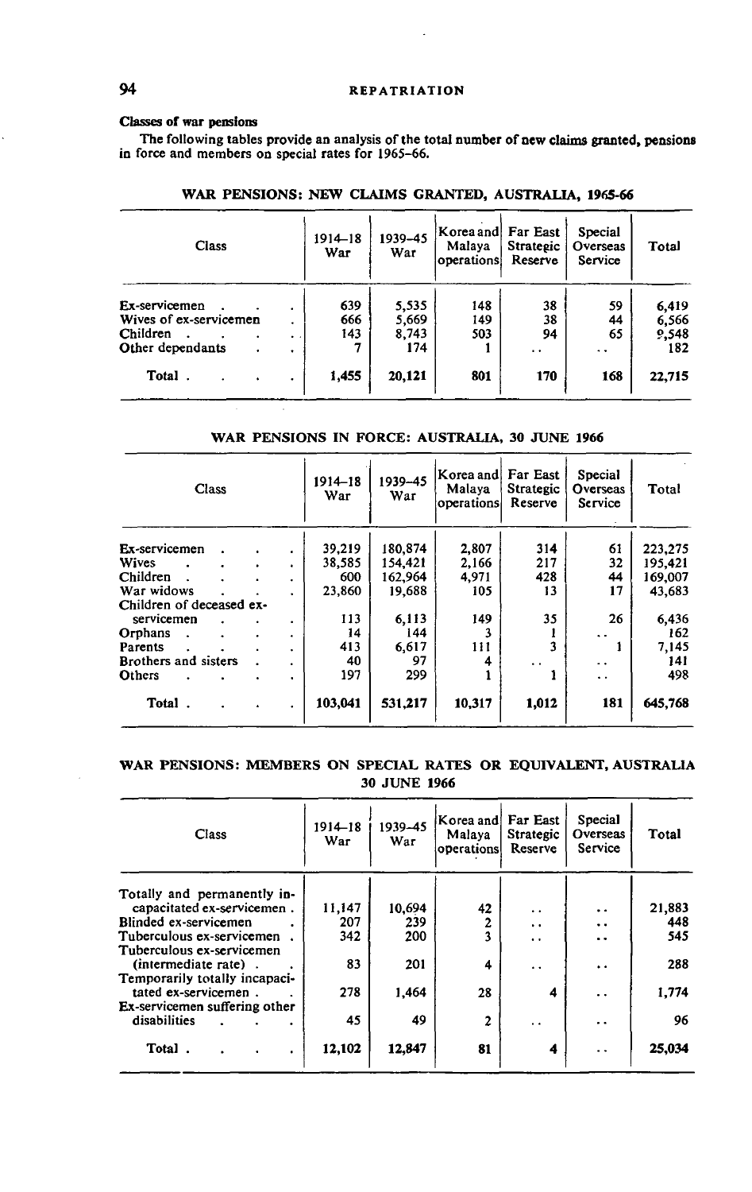**Classes of war pensions**

The following tables provide an analysis of the total number of new claims granted, pensions in force and members on special rates for 1965–66.

## WAR PENSIONS: NEW CLAIMS GRANTED, AUSTRALIA, 1965-66

| Class | 1914–18 War | 1939–45 War | Korea and Malaya operations | Far East Strategic Reserve | Special Overseas Service | Total |
|---|---|---|---|---|---|---|
| Ex-servicemen | 639 | 5,535 | 148 | 38 | 59 | 6,419 |
| Wives of ex-servicemen | 666 | 5,669 | 149 | 38 | 44 | 6,566 |
| Children | 143 | 8,743 | 503 | 94 | 65 | 9,548 |
| Other dependants | 7 | 174 | 1 | .. | .. | 182 |
| Total | 1,455 | 20,121 | 801 | 170 | 168 | 22,715 |

## WAR PENSIONS IN FORCE: AUSTRALIA, 30 JUNE 1966

| Class | 1914–18 War | 1939–45 War | Korea and Malaya operations | Far East Strategic Reserve | Special Overseas Service | Total |
|---|---|---|---|---|---|---|
| Ex-servicemen | 39,219 | 180,874 | 2,807 | 314 | 61 | 223,275 |
| Wives | 38,585 | 154,421 | 2,166 | 217 | 32 | 195,421 |
| Children | 600 | 162,964 | 4,971 | 428 | 44 | 169,007 |
| War widows | 23,860 | 19,688 | 105 | 13 | 17 | 43,683 |
| Children of deceased ex-servicemen | 113 | 6,113 | 149 | 35 | 26 | 6,436 |
| Orphans | 14 | 144 | 3 | 1 | .. | 162 |
| Parents | 413 | 6,617 | 111 | 3 | 1 | 7,145 |
| Brothers and sisters | 40 | 97 | 4 | .. | .. | 141 |
| Others | 197 | 299 | 1 | 1 | .. | 498 |
| Total | 103,041 | 531,217 | 10,317 | 1,012 | 181 | 645,768 |

## WAR PENSIONS: MEMBERS ON SPECIAL RATES OR EQUIVALENT, AUSTRALIA 30 JUNE 1966

| Class | 1914–18 War | 1939–45 War | Korea and Malaya operations | Far East Strategic Reserve | Special Overseas Service | Total |
|---|---|---|---|---|---|---|
| Totally and permanently incapacitated ex-servicemen | 11,147 | 10,694 | 42 | .. | .. | 21,883 |
| Blinded ex-servicemen | 207 | 239 | 2 | .. | .. | 448 |
| Tuberculous ex-servicemen | 342 | 200 | 3 | .. | .. | 545 |
| Tuberculous ex-servicemen (intermediate rate) | 83 | 201 | 4 | .. | .. | 288 |
| Temporarily totally incapacitated ex-servicemen | 278 | 1,464 | 28 | 4 | .. | 1,774 |
| Ex-servicemen suffering other disabilities | 45 | 49 | 2 | .. | .. | 96 |
| Total | 12,102 | 12,847 | 81 | 4 | .. | 25,034 |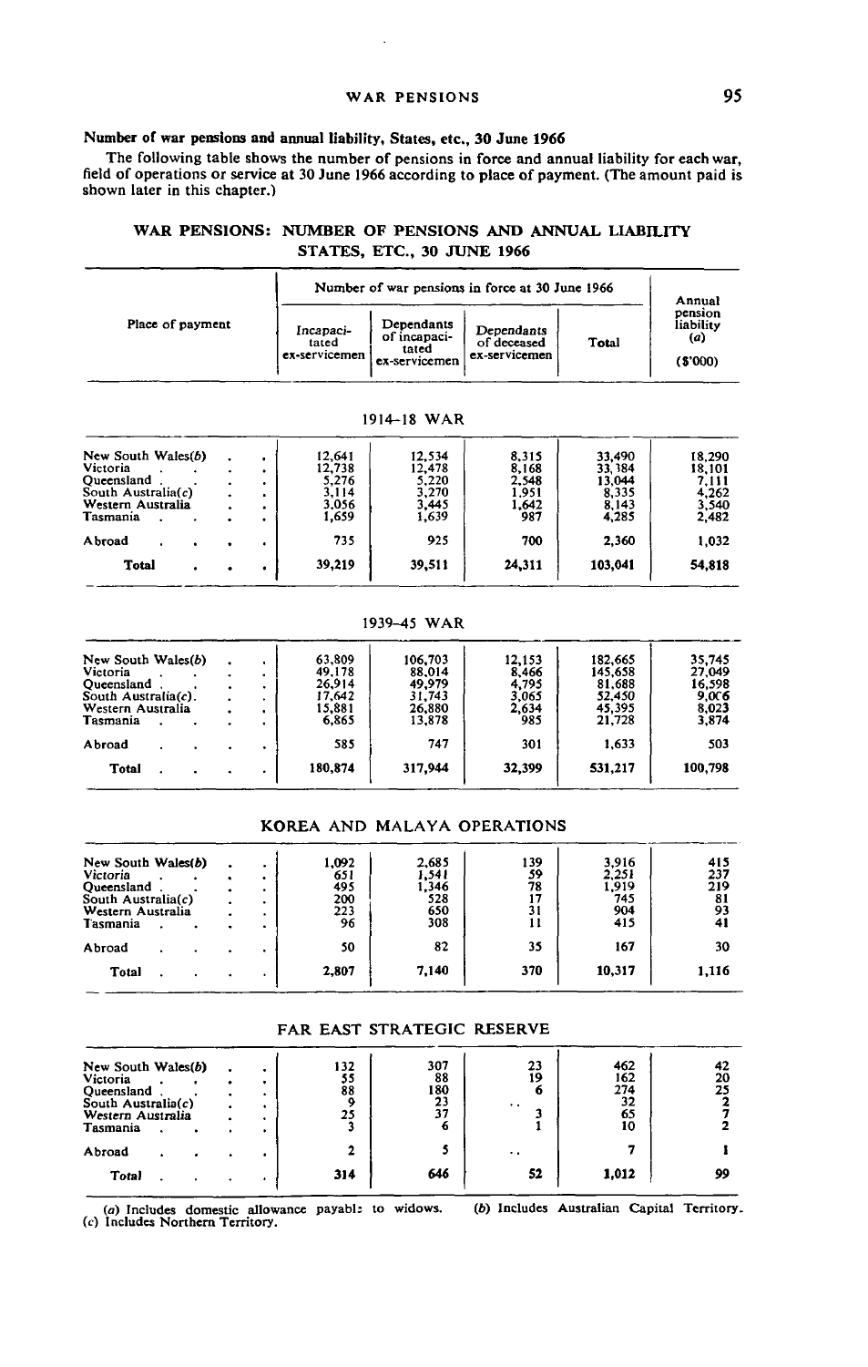**Number of war pensions and annual liability, States, etc., 30 June 1966**

The following table shows the number of pensions in force and annual liability for each war, field of operations or service at 30 June 1966 according to place of payment. (The amount paid is shown later in this chapter.)

WAR PENSIONS: NUMBER OF PENSIONS AND ANNUAL LIABILITY STATES, ETC., 30 JUNE 1966

| Place of payment | Number of war pensions in force at 30 June 1966 | | | | Annual pension liability (a) |
|---|---|---|---|---|---|
| | Incapacitated ex-servicemen | Dependants of incapacitated ex-servicemen | Dependants of deceased ex-servicemen | Total | ($'000) |
| **1914–18 WAR** | | | | | |
| New South Wales(b) | 12,641 | 12,534 | 8,315 | 33,490 | 18,290 |
| Victoria | 12,738 | 12,478 | 8,168 | 33,384 | 18,101 |
| Queensland | 5,276 | 5,220 | 2,548 | 13,044 | 7,111 |
| South Australia(c) | 3,114 | 3,270 | 1,951 | 8,335 | 4,262 |
| Western Australia | 3,056 | 3,445 | 1,642 | 8,143 | 3,540 |
| Tasmania | 1,659 | 1,639 | 987 | 4,285 | 2,482 |
| Abroad | 735 | 925 | 700 | 2,360 | 1,032 |
| **Total** | **39,219** | **39,511** | **24,311** | **103,041** | **54,818** |
| **1939–45 WAR** | | | | | |
| New South Wales(b) | 63,809 | 106,703 | 12,153 | 182,665 | 35,745 |
| Victoria | 49,178 | 88,014 | 8,466 | 145,658 | 27,049 |
| Queensland | 26,914 | 49,979 | 4,795 | 81,688 | 16,598 |
| South Australia(c) | 17,642 | 31,743 | 3,065 | 52,450 | 9,006 |
| Western Australia | 15,881 | 26,880 | 2,634 | 45,395 | 8,023 |
| Tasmania | 6,865 | 13,878 | 985 | 21,728 | 3,874 |
| Abroad | 585 | 747 | 301 | 1,633 | 503 |
| **Total** | **180,874** | **317,944** | **32,399** | **531,217** | **100,798** |
| **KOREA AND MALAYA OPERATIONS** | | | | | |
| New South Wales(b) | 1,092 | 2,685 | 139 | 3,916 | 415 |
| Victoria | 651 | 1,541 | 59 | 2,251 | 237 |
| Queensland | 495 | 1,346 | 78 | 1,919 | 219 |
| South Australia(c) | 200 | 528 | 17 | 745 | 81 |
| Western Australia | 223 | 650 | 31 | 904 | 93 |
| Tasmania | 96 | 308 | 11 | 415 | 41 |
| Abroad | 50 | 82 | 35 | 167 | 30 |
| **Total** | **2,807** | **7,140** | **370** | **10,317** | **1,116** |
| **FAR EAST STRATEGIC RESERVE** | | | | | |
| New South Wales(b) | 132 | 307 | 23 | 462 | 42 |
| Victoria | 55 | 88 | 19 | 162 | 20 |
| Queensland | 88 | 180 | 6 | 274 | 25 |
| South Australia(c) | 9 | 23 | .. | 32 | 2 |
| Western Australia | 25 | 37 | 3 | 65 | 7 |
| Tasmania | 3 | 6 | 1 | 10 | 2 |
| Abroad | 2 | 5 | .. | 7 | 1 |
| **Total** | **314** | **646** | **52** | **1,012** | **99** |

(a) Includes domestic allowance payable to widows. (b) Includes Australian Capital Territory. (c) Includes Northern Territory.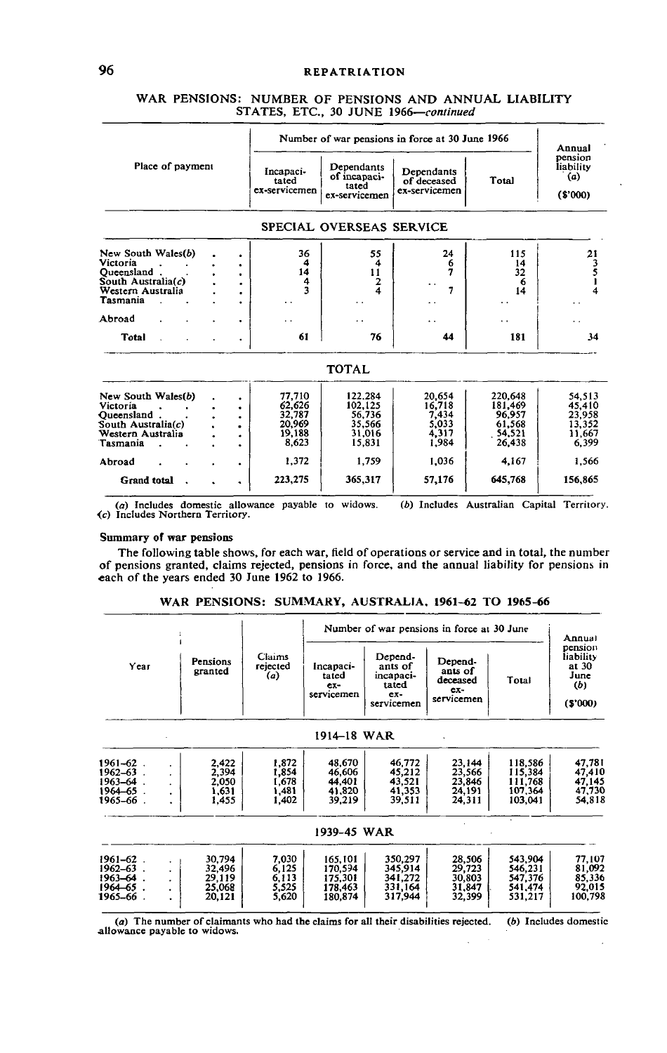## WAR PENSIONS: NUMBER OF PENSIONS AND ANNUAL LIABILITY STATES, ETC., 30 JUNE 1966—*continued*

| Place of payment | Number of war pensions in force at 30 June 1966 | | | | Annual pension liability (a) |
|---|---|---|---|---|---|
| | Incapacitated ex-servicemen | Dependants of incapacitated ex-servicemen | Dependants of deceased ex-servicemen | Total | ($'000) |
| **SPECIAL OVERSEAS SERVICE** | | | | | |
| New South Wales(b) | 36 | 55 | 24 | 115 | 21 |
| Victoria | 4 | 4 | 6 | 14 | 3 |
| Queensland | 14 | 11 | 7 | 32 | 5 |
| South Australia(c) | 4 | 2 | .. | 6 | 1 |
| Western Australia | 3 | 4 | 7 | 14 | 4 |
| Tasmania | .. | .. | .. | .. | .. |
| Abroad | .. | .. | .. | .. | .. |
| **Total** | 61 | 76 | 44 | 181 | 34 |
| **TOTAL** | | | | | |
| New South Wales(b) | 77,710 | 122,284 | 20,654 | 220,648 | 54,513 |
| Victoria | 62,626 | 102,125 | 16,718 | 181,469 | 45,410 |
| Queensland | 32,787 | 56,736 | 7,434 | 96,957 | 23,958 |
| South Australia(c) | 20,969 | 35,566 | 5,033 | 61,568 | 13,352 |
| Western Australia | 19,188 | 31,016 | 4,317 | 54,521 | 11,667 |
| Tasmania | 8,623 | 15,831 | 1,984 | 26,438 | 6,399 |
| Abroad | 1,372 | 1,759 | 1,036 | 4,167 | 1,566 |
| **Grand total** | 223,275 | 365,317 | 57,176 | 645,768 | 156,865 |

(a) Includes domestic allowance payable to widows. (b) Includes Australian Capital Territory. (c) Includes Northern Territory.

### Summary of war pensions

The following table shows, for each war, field of operations or service and in total, the number of pensions granted, claims rejected, pensions in force, and the annual liability for pensions in each of the years ended 30 June 1962 to 1966.

## WAR PENSIONS: SUMMARY, AUSTRALIA, 1961–62 TO 1965–66

| Year | Pensions granted | Claims rejected (a) | Number of war pensions in force at 30 June | | | | Annual pension liability at 30 June (b) |
|---|---|---|---|---|---|---|---|
| | | | Incapacitated ex-servicemen | Dependants of incapacitated ex-servicemen | Dependants of deceased ex-servicemen | Total | ($'000) |
| **1914–18 WAR** | | | | | | | |
| 1961–62 | 2,422 | 1,872 | 48,670 | 46,772 | 23,144 | 118,586 | 47,781 |
| 1962–63 | 2,394 | 1,854 | 46,606 | 45,212 | 23,566 | 115,384 | 47,410 |
| 1963–64 | 2,050 | 1,678 | 44,401 | 43,521 | 23,846 | 111,768 | 47,145 |
| 1964–65 | 1,631 | 1,481 | 41,820 | 41,353 | 24,191 | 107,364 | 47,730 |
| 1965–66 | 1,455 | 1,402 | 39,219 | 39,511 | 24,311 | 103,041 | 54,818 |
| **1939–45 WAR** | | | | | | | |
| 1961–62 | 30,794 | 7,030 | 165,101 | 350,297 | 28,506 | 543,904 | 77,107 |
| 1962–63 | 32,496 | 6,125 | 170,594 | 345,914 | 29,723 | 546,231 | 81,092 |
| 1963–64 | 29,119 | 6,113 | 175,301 | 341,272 | 30,803 | 547,376 | 85,336 |
| 1964–65 | 25,068 | 5,525 | 178,463 | 331,164 | 31,847 | 541,474 | 92,015 |
| 1965–66 | 20,121 | 5,620 | 180,874 | 317,944 | 32,399 | 531,217 | 100,798 |

(a) The number of claimants who had the claims for all their disabilities rejected. (b) Includes domestic allowance payable to widows.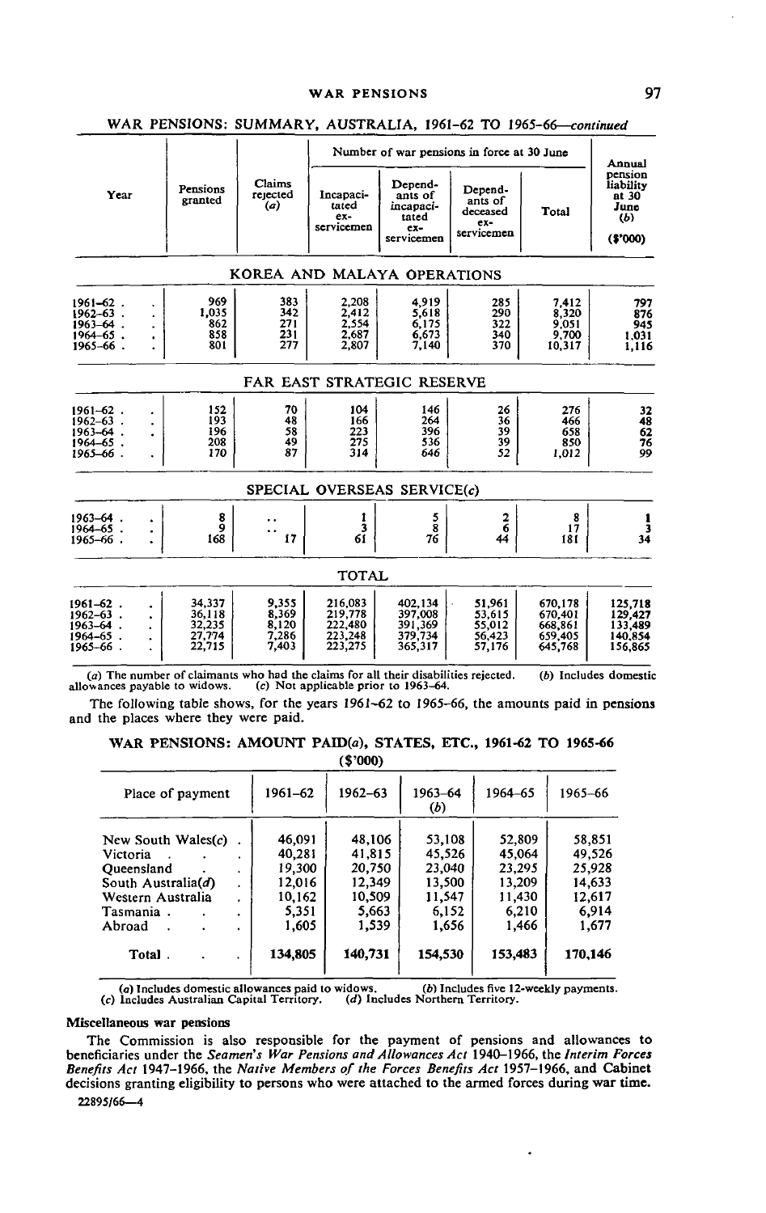## WAR PENSIONS: SUMMARY, AUSTRALIA, 1961-62 TO 1965-66—*continued*

| Year | Pensions granted | Claims rejected (a) | Number of war pensions in force at 30 June | | | | Annual pension liability at 30 June (b) ($'000) |
|---|---|---|---|---|---|---|---|
| | | | Incapacitated ex-servicemen | Dependants of incapacitated ex-servicemen | Dependants of deceased ex-servicemen | Total | |
| **KOREA AND MALAYA OPERATIONS** | | | | | | | |
| 1961–62 | 969 | 383 | 2,208 | 4,919 | 285 | 7,412 | 797 |
| 1962–63 | 1,035 | 342 | 2,412 | 5,618 | 290 | 8,320 | 876 |
| 1963–64 | 862 | 271 | 2,554 | 6,175 | 322 | 9,051 | 945 |
| 1964–65 | 858 | 231 | 2,687 | 6,673 | 340 | 9,700 | 1,031 |
| 1965–66 | 801 | 277 | 2,807 | 7,140 | 370 | 10,317 | 1,116 |
| **FAR EAST STRATEGIC RESERVE** | | | | | | | |
| 1961–62 | 152 | 70 | 104 | 146 | 26 | 276 | 32 |
| 1962–63 | 193 | 48 | 166 | 264 | 36 | 466 | 48 |
| 1963–64 | 196 | 58 | 223 | 396 | 39 | 658 | 62 |
| 1964–65 | 208 | 49 | 275 | 536 | 39 | 850 | 76 |
| 1965–66 | 170 | 87 | 314 | 646 | 52 | 1,012 | 99 |
| **SPECIAL OVERSEAS SERVICE(c)** | | | | | | | |
| 1963–64 | 8 | .. | 1 | 5 | 2 | 8 | 1 |
| 1964–65 | 9 | .. | 3 | 8 | 6 | 17 | 3 |
| 1965–66 | 168 | 17 | 61 | 76 | 44 | 181 | 34 |
| **TOTAL** | | | | | | | |
| 1961–62 | 34,337 | 9,355 | 216,083 | 402,134 | 51,961 | 670,178 | 125,718 |
| 1962–63 | 36,118 | 8,369 | 219,778 | 397,008 | 53,615 | 670,401 | 129,427 |
| 1963–64 | 32,235 | 8,120 | 222,480 | 391,369 | 55,012 | 668,861 | 133,489 |
| 1964–65 | 27,774 | 7,286 | 223,248 | 379,734 | 56,423 | 659,405 | 140,854 |
| 1965–66 | 22,715 | 7,403 | 223,275 | 365,317 | 57,176 | 645,768 | 156,865 |

(*a*) The number of claimants who had the claims for all their disabilities rejected. (*b*) Includes domestic allowances payable to widows. (*c*) Not applicable prior to 1963–64.

The following table shows, for the years 1961–62 to 1965–66, the amounts paid in pensions and the places where they were paid.

## WAR PENSIONS: AMOUNT PAID(a), STATES, ETC., 1961-62 TO 1965-66
($'000)

| Place of payment | 1961–62 | 1962–63 | 1963–64 (b) | 1964–65 | 1965–66 |
|---|---|---|---|---|---|
| New South Wales(c) | 46,091 | 48,106 | 53,108 | 52,809 | 58,851 |
| Victoria | 40,281 | 41,815 | 45,526 | 45,064 | 49,526 |
| Queensland | 19,300 | 20,750 | 23,040 | 23,295 | 25,928 |
| South Australia(d) | 12,016 | 12,349 | 13,500 | 13,209 | 14,633 |
| Western Australia | 10,162 | 10,509 | 11,547 | 11,430 | 12,617 |
| Tasmania | 5,351 | 5,663 | 6,152 | 6,210 | 6,914 |
| Abroad | 1,605 | 1,539 | 1,656 | 1,466 | 1,677 |
| **Total** | **134,805** | **140,731** | **154,530** | **153,483** | **170,146** |

(*a*) Includes domestic allowances paid to widows. (*b*) Includes five 12-weekly payments. (*c*) Includes Australian Capital Territory. (*d*) Includes Northern Territory.

### Miscellaneous war pensions

The Commission is also responsible for the payment of pensions and allowances to beneficiaries under the *Seamen's War Pensions and Allowances Act* 1940–1966, the *Interim Forces Benefits Act* 1947–1966, the *Native Members of the Forces Benefits Act* 1957–1966, and Cabinet decisions granting eligibility to persons who were attached to the armed forces during war time.

22895/66—4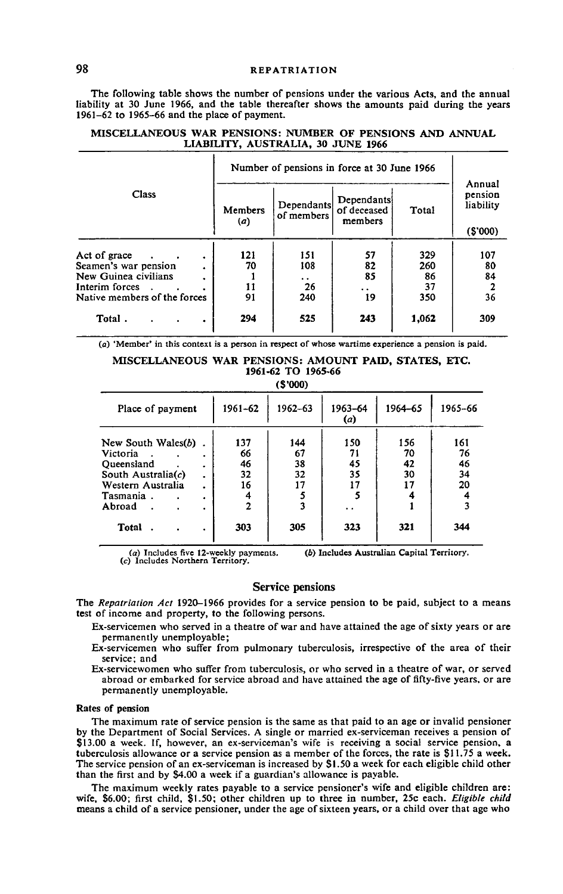The following table shows the number of pensions under the various Acts, and the annual liability at 30 June 1966, and the table thereafter shows the amounts paid during the years 1961–62 to 1965–66 and the place of payment.

**MISCELLANEOUS WAR PENSIONS: NUMBER OF PENSIONS AND ANNUAL LIABILITY, AUSTRALIA, 30 JUNE 1966**

| Class | Number of pensions in force at 30 June 1966 | | | | Annual pension liability ($'000) |
|---|---|---|---|---|---|
| | Members (a) | Dependants of members | Dependants of deceased members | Total | |
| Act of grace | 121 | 151 | 57 | 329 | 107 |
| Seamen's war pension | 70 | 108 | 82 | 260 | 80 |
| New Guinea civilians | 1 | .. | 85 | 86 | 84 |
| Interim forces | 11 | 26 | .. | 37 | 2 |
| Native members of the forces | 91 | 240 | 19 | 350 | 36 |
| Total | 294 | 525 | 243 | 1,062 | 309 |

(a) 'Member' in this context is a person in respect of whose wartime experience a pension is paid.

**MISCELLANEOUS WAR PENSIONS: AMOUNT PAID, STATES, ETC. 1961-62 TO 1965-66**

($'000)

| Place of payment | 1961–62 | 1962–63 | 1963–64 (a) | 1964–65 | 1965–66 |
|---|---|---|---|---|---|
| New South Wales(b) | 137 | 144 | 150 | 156 | 161 |
| Victoria | 66 | 67 | 71 | 70 | 76 |
| Queensland | 46 | 38 | 45 | 42 | 46 |
| South Australia(c) | 32 | 32 | 35 | 30 | 34 |
| Western Australia | 16 | 17 | 17 | 17 | 20 |
| Tasmania | 4 | 5 | 5 | 4 | 4 |
| Abroad | 2 | 3 | .. | 1 | 3 |
| Total | 303 | 305 | 323 | 321 | 344 |

(a) Includes five 12-weekly payments. (b) Includes Australian Capital Territory. (c) Includes Northern Territory.

## Service pensions

The *Repatriation Act* 1920–1966 provides for a service pension to be paid, subject to a means test of income and property, to the following persons.

- Ex-servicemen who served in a theatre of war and have attained the age of sixty years or are permanently unemployable;
- Ex-servicemen who suffer from pulmonary tuberculosis, irrespective of the area of their service; and
- Ex-servicewomen who suffer from tuberculosis, or who served in a theatre of war, or served abroad or embarked for service abroad and have attained the age of fifty-five years, or are permanently unemployable.

### Rates of pension

The maximum rate of service pension is the same as that paid to an age or invalid pensioner by the Department of Social Services. A single or married ex-serviceman receives a pension of $13.00 a week. If, however, an ex-serviceman's wife is receiving a social service pension, a tuberculosis allowance or a service pension as a member of the forces, the rate is $11.75 a week. The service pension of an ex-serviceman is increased by $1.50 a week for each eligible child other than the first and by $4.00 a week if a guardian's allowance is payable.

The maximum weekly rates payable to a service pensioner's wife and eligible children are: wife, $6.00; first child, $1.50; other children up to three in number, 25c each. *Eligible child* means a child of a service pensioner, under the age of sixteen years, or a child over that age who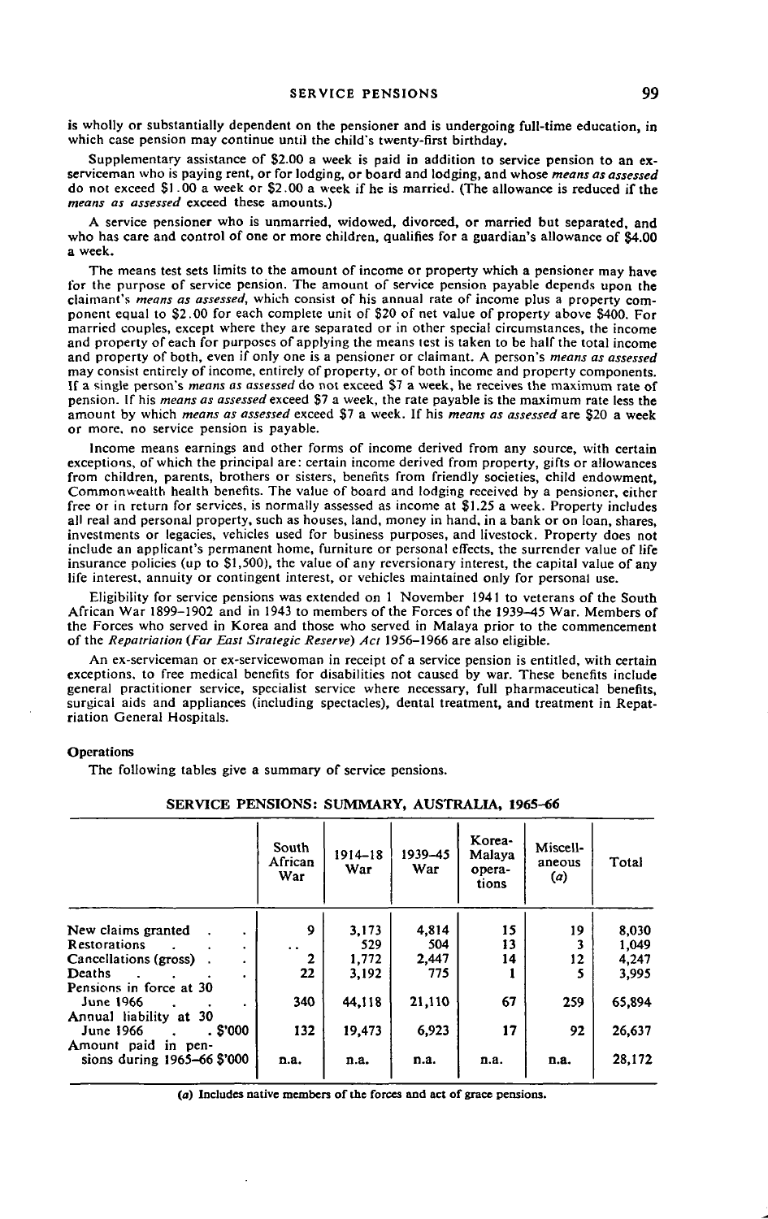is wholly or substantially dependent on the pensioner and is undergoing full-time education, in which case pension may continue until the child's twenty-first birthday.

Supplementary assistance of $2.00 a week is paid in addition to service pension to an ex-serviceman who is paying rent, or for lodging, or board and lodging, and whose *means as assessed* do not exceed $1.00 a week or $2.00 a week if he is married. (The allowance is reduced if the *means as assessed* exceed these amounts.)

A service pensioner who is unmarried, widowed, divorced, or married but separated, and who has care and control of one or more children, qualifies for a guardian's allowance of $4.00 a week.

The means test sets limits to the amount of income or property which a pensioner may have for the purpose of service pension. The amount of service pension payable depends upon the claimant's *means as assessed*, which consist of his annual rate of income plus a property component equal to $2.00 for each complete unit of $20 of net value of property above $400. For married couples, except where they are separated or in other special circumstances, the income and property of each for purposes of applying the means test is taken to be half the total income and property of both, even if only one is a pensioner or claimant. A person's *means as assessed* may consist entirely of income, entirely of property, or of both income and property components. If a single person's *means as assessed* do not exceed $7 a week, he receives the maximum rate of pension. If his *means as assessed* exceed $7 a week, the rate payable is the maximum rate less the amount by which *means as assessed* exceed $7 a week. If his *means as assessed* are $20 a week or more, no service pension is payable.

Income means earnings and other forms of income derived from any source, with certain exceptions, of which the principal are: certain income derived from property, gifts or allowances from children, parents, brothers or sisters, benefits from friendly societies, child endowment, Commonwealth health benefits. The value of board and lodging received by a pensioner, either free or in return for services, is normally assessed as income at $1.25 a week. Property includes all real and personal property, such as houses, land, money in hand, in a bank or on loan, shares, investments or legacies, vehicles used for business purposes, and livestock. Property does not include an applicant's permanent home, furniture or personal effects, the surrender value of life insurance policies (up to $1,500), the value of any reversionary interest, the capital value of any life interest, annuity or contingent interest, or vehicles maintained only for personal use.

Eligibility for service pensions was extended on 1 November 1941 to veterans of the South African War 1899–1902 and in 1943 to members of the Forces of the 1939–45 War. Members of the Forces who served in Korea and those who served in Malaya prior to the commencement of the *Repatriation (Far East Strategic Reserve) Act* 1956–1966 are also eligible.

An ex-serviceman or ex-servicewoman in receipt of a service pension is entitled, with certain exceptions, to free medical benefits for disabilities not caused by war. These benefits include general practitioner service, specialist service where necessary, full pharmaceutical benefits, surgical aids and appliances (including spectacles), dental treatment, and treatment in Repatriation General Hospitals.

**Operations**

The following tables give a summary of service pensions.

**SERVICE PENSIONS: SUMMARY, AUSTRALIA, 1965–66**

| | South African War | 1914–18 War | 1939–45 War | Korea-Malaya operations | Miscellaneous (a) | Total |
|---|---|---|---|---|---|---|
| New claims granted | 9 | 3,173 | 4,814 | 15 | 19 | 8,030 |
| Restorations | .. | 529 | 504 | 13 | 3 | 1,049 |
| Cancellations (gross) | 2 | 1,772 | 2,447 | 14 | 12 | 4,247 |
| Deaths | 22 | 3,192 | 775 | 1 | 5 | 3,995 |
| Pensions in force at 30 June 1966 | 340 | 44,118 | 21,110 | 67 | 259 | 65,894 |
| Annual liability at 30 June 1966 $'000 | 132 | 19,473 | 6,923 | 17 | 92 | 26,637 |
| Amount paid in pensions during 1965–66 $'000 | n.a. | n.a. | n.a. | n.a. | n.a. | 28,172 |

(a) Includes native members of the forces and act of grace pensions.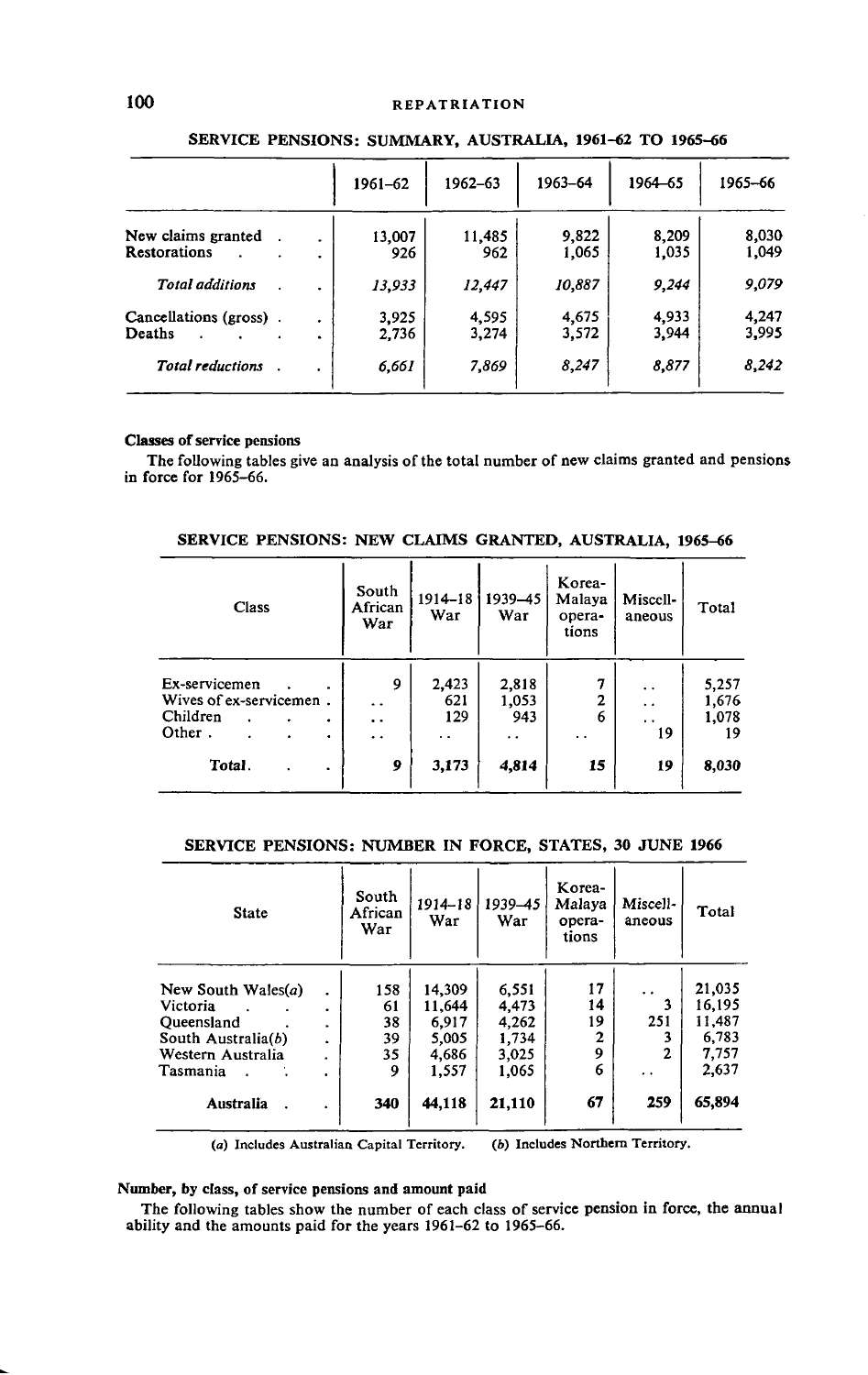### SERVICE PENSIONS: SUMMARY, AUSTRALIA, 1961–62 TO 1965–66

| | 1961–62 | 1962–63 | 1963–64 | 1964–65 | 1965–66 |
|---|---|---|---|---|---|
| New claims granted | 13,007 | 11,485 | 9,822 | 8,209 | 8,030 |
| Restorations | 926 | 962 | 1,065 | 1,035 | 1,049 |
| *Total additions* | *13,933* | *12,447* | *10,887* | *9,244* | *9,079* |
| Cancellations (gross) | 3,925 | 4,595 | 4,675 | 4,933 | 4,247 |
| Deaths | 2,736 | 3,274 | 3,572 | 3,944 | 3,995 |
| *Total reductions* | *6,661* | *7,869* | *8,247* | *8,877* | *8,242* |

**Classes of service pensions**

The following tables give an analysis of the total number of new claims granted and pensions in force for 1965–66.

### SERVICE PENSIONS: NEW CLAIMS GRANTED, AUSTRALIA, 1965–66

| Class | South African War | 1914–18 War | 1939–45 War | Korea-Malaya operations | Miscellaneous | Total |
|---|---|---|---|---|---|---|
| Ex-servicemen | 9 | 2,423 | 2,818 | 7 | .. | 5,257 |
| Wives of ex-servicemen | .. | 621 | 1,053 | 2 | .. | 1,676 |
| Children | .. | 129 | 943 | 6 | .. | 1,078 |
| Other | .. | .. | .. | .. | 19 | 19 |
| **Total** | **9** | **3,173** | **4,814** | **15** | **19** | **8,030** |

### SERVICE PENSIONS: NUMBER IN FORCE, STATES, 30 JUNE 1966

| State | South African War | 1914–18 War | 1939–45 War | Korea-Malaya operations | Miscellaneous | Total |
|---|---|---|---|---|---|---|
| New South Wales(*a*) | 158 | 14,309 | 6,551 | 17 | .. | 21,035 |
| Victoria | 61 | 11,644 | 4,473 | 14 | 3 | 16,195 |
| Queensland | 38 | 6,917 | 4,262 | 19 | 251 | 11,487 |
| South Australia(*b*) | 39 | 5,005 | 1,734 | 2 | 3 | 6,783 |
| Western Australia | 35 | 4,686 | 3,025 | 9 | 2 | 7,757 |
| Tasmania | 9 | 1,557 | 1,065 | 6 | .. | 2,637 |
| **Australia** | **340** | **44,118** | **21,110** | **67** | **259** | **65,894** |

(*a*) Includes Australian Capital Territory. (*b*) Includes Northern Territory.

**Number, by class, of service pensions and amount paid**

The following tables show the number of each class of service pension in force, the annual ability and the amounts paid for the years 1961–62 to 1965–66.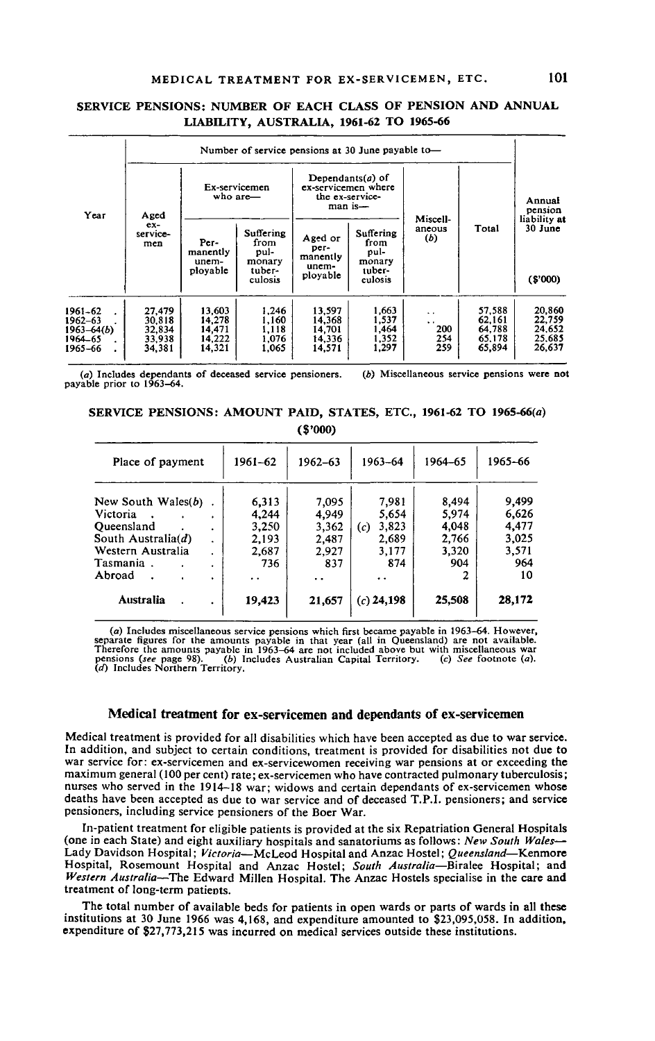## SERVICE PENSIONS: NUMBER OF EACH CLASS OF PENSION AND ANNUAL LIABILITY, AUSTRALIA, 1961-62 TO 1965-66

| Year | Number of service pensions at 30 June payable to— | | | | | | | Annual pension liability at 30 June |
|---|---|---|---|---|---|---|---|---|
| | Aged ex-service-men | Ex-servicemen who are— | | Dependants(a) of ex-servicemen where the ex-service-man is— | | Miscell-aneous (b) | Total | |
| | | Per-manently unem-ployable | Suffering from pul-monary tuber-culosis | Aged or per-manently unem-ployable | Suffering from pul-monary tuber-culosis | | | ($'000) |
| 1961–62 | 27,479 | 13,603 | 1,246 | 13,597 | 1,663 | . . | 57,588 | 20,860 |
| 1962–63 | 30,818 | 14,278 | 1,160 | 14,368 | 1,537 | . . | 62,161 | 22,759 |
| 1963–64(b) | 32,834 | 14,471 | 1,118 | 14,701 | 1,464 | 200 | 64,788 | 24,652 |
| 1964–65 | 33,938 | 14,222 | 1,076 | 14,336 | 1,352 | 254 | 65,178 | 25,685 |
| 1965–66 | 34,381 | 14,321 | 1,065 | 14,571 | 1,297 | 259 | 65,894 | 26,637 |

(a) Includes dependants of deceased service pensioners. (b) Miscellaneous service pensions were not payable prior to 1963–64.

## SERVICE PENSIONS: AMOUNT PAID, STATES, ETC., 1961-62 TO 1965-66(a)

($'000)

| Place of payment | 1961–62 | 1962–63 | 1963–64 | 1964–65 | 1965–66 |
|---|---|---|---|---|---|
| New South Wales(b) | 6,313 | 7,095 | 7,981 | 8,494 | 9,499 |
| Victoria | 4,244 | 4,949 | 5,654 | 5,974 | 6,626 |
| Queensland | 3,250 | 3,362 | (c) 3,823 | 4,048 | 4,477 |
| South Australia(d) | 2,193 | 2,487 | 2,689 | 2,766 | 3,025 |
| Western Australia | 2,687 | 2,927 | 3,177 | 3,320 | 3,571 |
| Tasmania | 736 | 837 | 874 | 904 | 964 |
| Abroad | . . | . . | . . | 2 | 10 |
| **Australia** | **19,423** | **21,657** | **(c) 24,198** | **25,508** | **28,172** |

(a) Includes miscellaneous service pensions which first became payable in 1963–64. However, separate figures for the amounts payable in that year (all in Queensland) are not available. Therefore the amounts payable in 1963–64 are not included above but with miscellaneous war pensions (*see* page 98). (b) Includes Australian Capital Territory. (c) *See* footnote (a). (d) Includes Northern Territory.

### Medical treatment for ex-servicemen and dependants of ex-servicemen

Medical treatment is provided for all disabilities which have been accepted as due to war service. In addition, and subject to certain conditions, treatment is provided for disabilities not due to war service for: ex-servicemen and ex-servicewomen receiving war pensions at or exceeding the maximum general (100 per cent) rate; ex-servicemen who have contracted pulmonary tuberculosis; nurses who served in the 1914–18 war; widows and certain dependants of ex-servicemen whose deaths have been accepted as due to war service and of deceased T.P.I. pensioners; and service pensioners, including service pensioners of the Boer War.

In-patient treatment for eligible patients is provided at the six Repatriation General Hospitals (one in each State) and eight auxiliary hospitals and sanatoriums as follows: *New South Wales*—Lady Davidson Hospital; *Victoria*—McLeod Hospital and Anzac Hostel; *Queensland*—Kenmore Hospital, Rosemount Hospital and Anzac Hostel; *South Australia*—Biralee Hospital; and *Western Australia*—The Edward Millen Hospital. The Anzac Hostels specialise in the care and treatment of long-term patients.

The total number of available beds for patients in open wards or parts of wards in all these institutions at 30 June 1966 was 4,168, and expenditure amounted to $23,095,058. In addition, expenditure of $27,773,215 was incurred on medical services outside these institutions.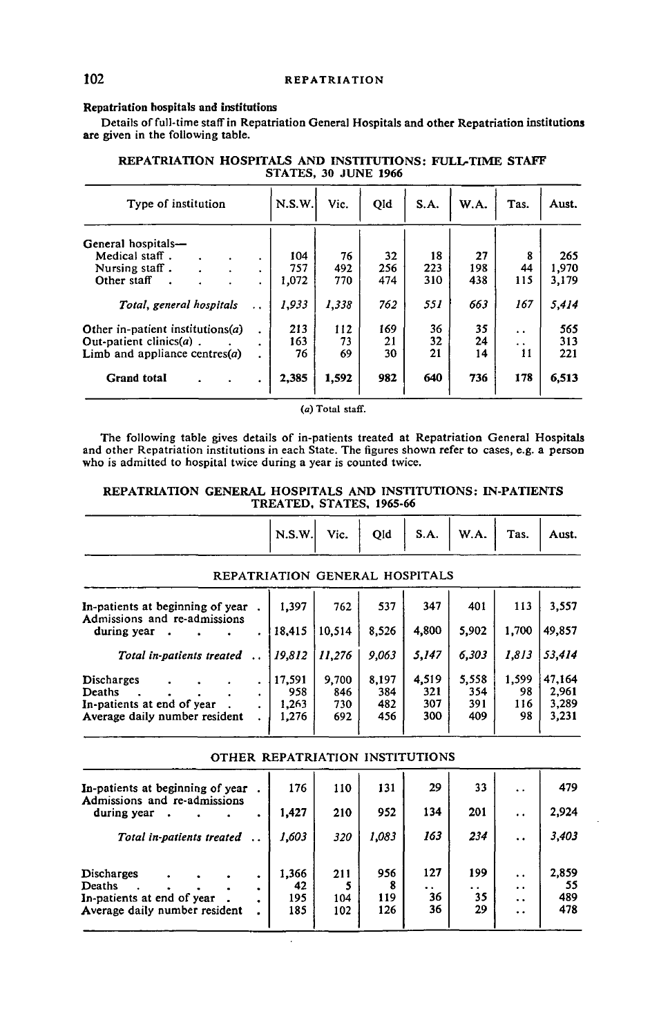**Repatriation hospitals and institutions**

Details of full-time staff in Repatriation General Hospitals and other Repatriation institutions are given in the following table.

REPATRIATION HOSPITALS AND INSTITUTIONS: FULL-TIME STAFF STATES, 30 JUNE 1966

| Type of institution | N.S.W. | Vic. | Qld | S.A. | W.A. | Tas. | Aust. |
|---|---|---|---|---|---|---|---|
| General hospitals— | | | | | | | |
| Medical staff | 104 | 76 | 32 | 18 | 27 | 8 | 265 |
| Nursing staff | 757 | 492 | 256 | 223 | 198 | 44 | 1,970 |
| Other staff | 1,072 | 770 | 474 | 310 | 438 | 115 | 3,179 |
| *Total, general hospitals* | *1,933* | *1,338* | *762* | *551* | *663* | *167* | *5,414* |
| Other in-patient institutions(a) | 213 | 112 | 169 | 36 | 35 | .. | 565 |
| Out-patient clinics(a) | 163 | 73 | 21 | 32 | 24 | .. | 313 |
| Limb and appliance centres(a) | 76 | 69 | 30 | 21 | 14 | 11 | 221 |
| **Grand total** | **2,385** | **1,592** | **982** | **640** | **736** | **178** | **6,513** |

(a) Total staff.

The following table gives details of in-patients treated at Repatriation General Hospitals and other Repatriation institutions in each State. The figures shown refer to cases, e.g. a person who is admitted to hospital twice during a year is counted twice.

REPATRIATION GENERAL HOSPITALS AND INSTITUTIONS: IN-PATIENTS TREATED, STATES, 1965-66

| | N.S.W. | Vic. | Qld | S.A. | W.A. | Tas. | Aust. |
|---|---|---|---|---|---|---|---|
| REPATRIATION GENERAL HOSPITALS | | | | | | | |
| In-patients at beginning of year | 1,397 | 762 | 537 | 347 | 401 | 113 | 3,557 |
| Admissions and re-admissions during year | 18,415 | 10,514 | 8,526 | 4,800 | 5,902 | 1,700 | 49,857 |
| *Total in-patients treated* | *19,812* | *11,276* | *9,063* | *5,147* | *6,303* | *1,813* | *53,414* |
| Discharges | 17,591 | 9,700 | 8,197 | 4,519 | 5,558 | 1,599 | 47,164 |
| Deaths | 958 | 846 | 384 | 321 | 354 | 98 | 2,961 |
| In-patients at end of year | 1,263 | 730 | 482 | 307 | 391 | 116 | 3,289 |
| Average daily number resident | 1,276 | 692 | 456 | 300 | 409 | 98 | 3,231 |
| OTHER REPATRIATION INSTITUTIONS | | | | | | | |
| In-patients at beginning of year | 176 | 110 | 131 | 29 | 33 | .. | 479 |
| Admissions and re-admissions during year | 1,427 | 210 | 952 | 134 | 201 | .. | 2,924 |
| *Total in-patients treated* | *1,603* | *320* | *1,083* | *163* | *234* | .. | *3,403* |
| Discharges | 1,366 | 211 | 956 | 127 | 199 | .. | 2,859 |
| Deaths | 42 | 5 | 8 | .. | .. | .. | 55 |
| In-patients at end of year | 195 | 104 | 119 | 36 | 35 | .. | 489 |
| Average daily number resident | 185 | 102 | 126 | 36 | 29 | .. | 478 |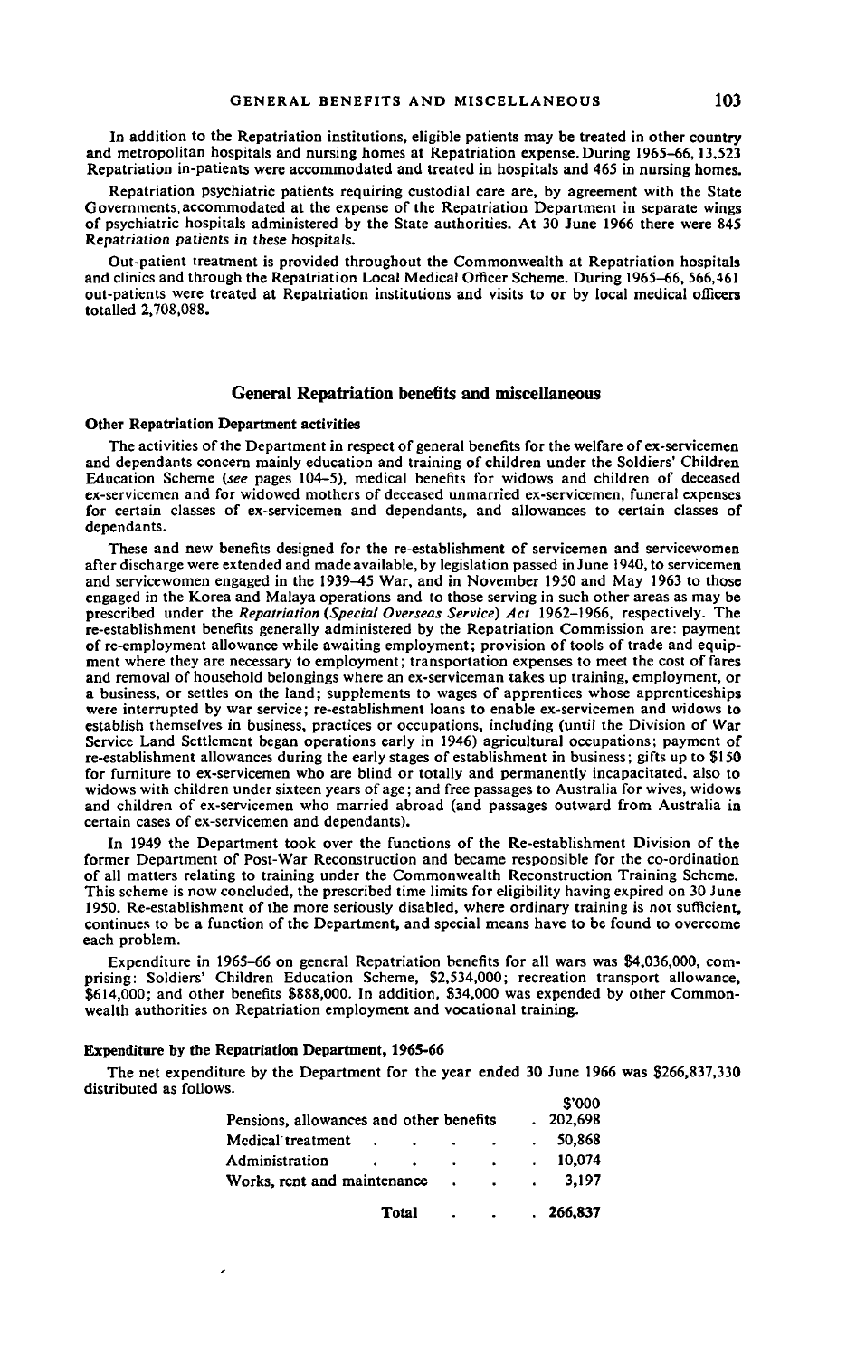In addition to the Repatriation institutions, eligible patients may be treated in other country and metropolitan hospitals and nursing homes at Repatriation expense. During 1965–66, 13,523 Repatriation in-patients were accommodated and treated in hospitals and 465 in nursing homes.

Repatriation psychiatric patients requiring custodial care are, by agreement with the State Governments, accommodated at the expense of the Repatriation Department in separate wings of psychiatric hospitals administered by the State authorities. At 30 June 1966 there were 845 Repatriation patients in these hospitals.

Out-patient treatment is provided throughout the Commonwealth at Repatriation hospitals and clinics and through the Repatriation Local Medical Officer Scheme. During 1965–66, 566,461 out-patients were treated at Repatriation institutions and visits to or by local medical officers totalled 2,708,088.

## General Repatriation benefits and miscellaneous

### Other Repatriation Department activities

The activities of the Department in respect of general benefits for the welfare of ex-servicemen and dependants concern mainly education and training of children under the Soldiers' Children Education Scheme (*see* pages 104–5), medical benefits for widows and children of deceased ex-servicemen and for widowed mothers of deceased unmarried ex-servicemen, funeral expenses for certain classes of ex-servicemen and dependants, and allowances to certain classes of dependants.

These and new benefits designed for the re-establishment of servicemen and servicewomen after discharge were extended and made available, by legislation passed in June 1940, to servicemen and servicewomen engaged in the 1939–45 War, and in November 1950 and May 1963 to those engaged in the Korea and Malaya operations and to those serving in such other areas as may be prescribed under the *Repatriation (Special Overseas Service) Act* 1962–1966, respectively. The re-establishment benefits generally administered by the Repatriation Commission are: payment of re-employment allowance while awaiting employment; provision of tools of trade and equipment where they are necessary to employment; transportation expenses to meet the cost of fares and removal of household belongings where an ex-serviceman takes up training, employment, or a business, or settles on the land; supplements to wages of apprentices whose apprenticeships were interrupted by war service; re-establishment loans to enable ex-servicemen and widows to establish themselves in business, practices or occupations, including (until the Division of War Service Land Settlement began operations early in 1946) agricultural occupations; payment of re-establishment allowances during the early stages of establishment in business; gifts up to $150 for furniture to ex-servicemen who are blind or totally and permanently incapacitated, also to widows with children under sixteen years of age; and free passages to Australia for wives, widows and children of ex-servicemen who married abroad (and passages outward from Australia in certain cases of ex-servicemen and dependants).

In 1949 the Department took over the functions of the Re-establishment Division of the former Department of Post-War Reconstruction and became responsible for the co-ordination of all matters relating to training under the Commonwealth Reconstruction Training Scheme. This scheme is now concluded, the prescribed time limits for eligibility having expired on 30 June 1950. Re-establishment of the more seriously disabled, where ordinary training is not sufficient, continues to be a function of the Department, and special means have to be found to overcome each problem.

Expenditure in 1965–66 on general Repatriation benefits for all wars was $4,036,000, comprising: Soldiers' Children Education Scheme, $2,534,000; recreation transport allowance, $614,000; and other benefits $888,000. In addition, $34,000 was expended by other Commonwealth authorities on Repatriation employment and vocational training.

### Expenditure by the Repatriation Department, 1965-66

The net expenditure by the Department for the year ended 30 June 1966 was $266,837,330 distributed as follows.

| | $'000 |
|---|---|
| Pensions, allowances and other benefits | 202,698 |
| Medical treatment | 50,868 |
| Administration | 10,074 |
| Works, rent and maintenance | 3,197 |
| **Total** | **266,837** |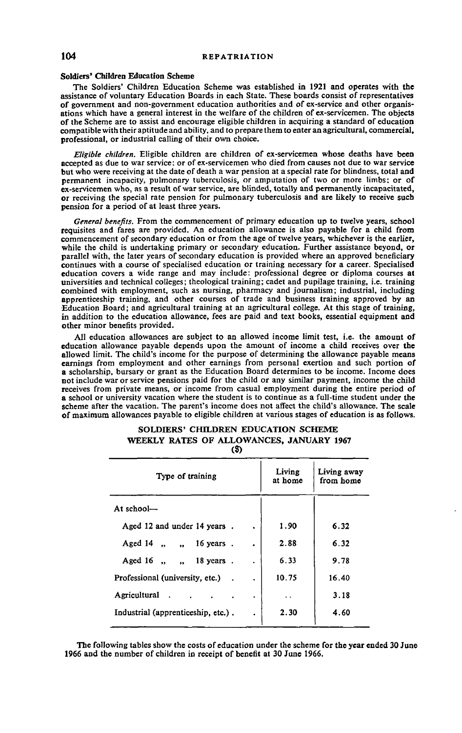### Soldiers' Children Education Scheme

The Soldiers' Children Education Scheme was established in 1921 and operates with the assistance of voluntary Education Boards in each State. These boards consist of representatives of government and non-government education authorities and of ex-service and other organisations which have a general interest in the welfare of the children of ex-servicemen. The objects of the Scheme are to assist and encourage eligible children in acquiring a standard of education compatible with their aptitude and ability, and to prepare them to enter an agricultural, commercial, professional, or industrial calling of their own choice.

*Eligible children.* Eligible children are children of ex-servicemen whose deaths have been accepted as due to war service; or of ex-servicemen who died from causes not due to war service but who were receiving at the date of death a war pension at a special rate for blindness, total and permanent incapacity, pulmonary tuberculosis, or amputation of two or more limbs; or of ex-servicemen who, as a result of war service, are blinded, totally and permanently incapacitated, or receiving the special rate pension for pulmonary tuberculosis and are likely to receive such pension for a period of at least three years.

*General benefits.* From the commencement of primary education up to twelve years, school requisites and fares are provided. An education allowance is also payable for a child from commencement of secondary education or from the age of twelve years, whichever is the earlier, while the child is undertaking primary or secondary education. Further assistance beyond, or parallel with, the later years of secondary education is provided where an approved beneficiary continues with a course of specialised education or training necessary for a career. Specialised education covers a wide range and may include: professional degree or diploma courses at universities and technical colleges; theological training; cadet and pupilage training, i.e. training combined with employment, such as nursing, pharmacy and journalism; industrial, including apprenticeship training, and other courses of trade and business training approved by an Education Board; and agricultural training at an agricultural college. At this stage of training, in addition to the education allowance, fees are paid and text books, essential equipment and other minor benefits provided.

All education allowances are subject to an allowed income limit test, i.e. the amount of education allowance payable depends upon the amount of income a child receives over the allowed limit. The child's income for the purpose of determining the allowance payable means earnings from employment and other earnings from personal exertion and such portion of a scholarship, bursary or grant as the Education Board determines to be income. Income does not include war or service pensions paid for the child or any similar payment, income the child receives from private means, or income from casual employment during the entire period of a school or university vacation where the student is to continue as a full-time student under the scheme after the vacation. The parent's income does not affect the child's allowance. The scale of maximum allowances payable to eligible children at various stages of education is as follows.

SOLDIERS' CHILDREN EDUCATION SCHEME
WEEKLY RATES OF ALLOWANCES, JANUARY 1967
($)

| Type of training | Living at home | Living away from home |
|---|---|---|
| At school— | | |
| Aged 12 and under 14 years | 1.90 | 6.32 |
| Aged 14 „ „ 16 years | 2.88 | 6.32 |
| Aged 16 „ „ 18 years | 6.33 | 9.78 |
| Professional (university, etc.) | 10.75 | 16.40 |
| Agricultural | .. | 3.18 |
| Industrial (apprenticeship, etc.) | 2.30 | 4.60 |

The following tables show the costs of education under the scheme for the year ended 30 June 1966 and the number of children in receipt of benefit at 30 June 1966.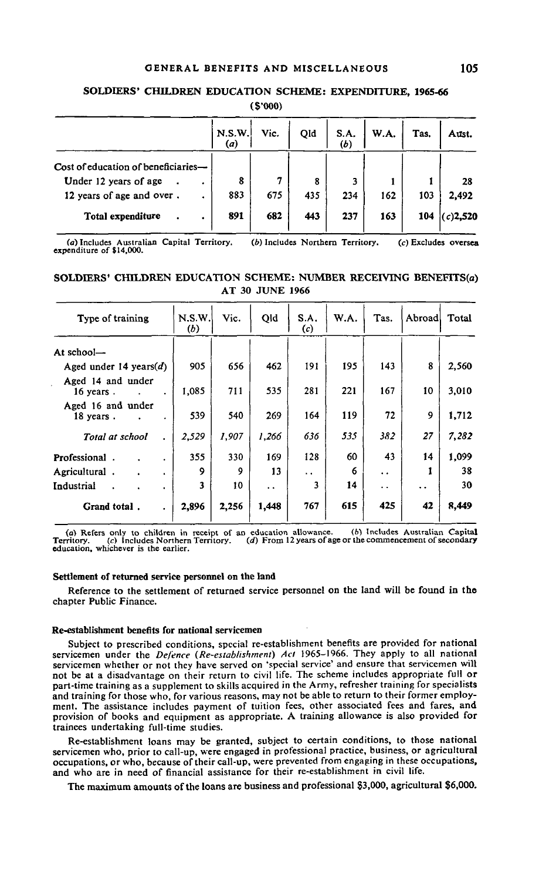## SOLDIERS' CHILDREN EDUCATION SCHEME: EXPENDITURE, 1965-66

($'000)

| | N.S.W. (a) | Vic. | Qld | S.A. (b) | W.A. | Tas. | Aust. |
|---|---|---|---|---|---|---|---|
| Cost of education of beneficiaries— | | | | | | | |
| Under 12 years of age | 8 | 7 | 8 | 3 | 1 | 1 | 28 |
| 12 years of age and over | 883 | 675 | 435 | 234 | 162 | 103 | 2,492 |
| **Total expenditure** | 891 | 682 | 443 | 237 | 163 | 104 | (c)2,520 |

(a) Includes Australian Capital Territory. (b) Includes Northern Territory. (c) Excludes oversea expenditure of $14,000.

## SOLDIERS' CHILDREN EDUCATION SCHEME: NUMBER RECEIVING BENEFITS(a) AT 30 JUNE 1966

| Type of training | N.S.W. (b) | Vic. | Qld | S.A. (c) | W.A. | Tas. | Abroad | Total |
|---|---|---|---|---|---|---|---|---|
| At school— | | | | | | | | |
| Aged under 14 years(d) | 905 | 656 | 462 | 191 | 195 | 143 | 8 | 2,560 |
| Aged 14 and under 16 years | 1,085 | 711 | 535 | 281 | 221 | 167 | 10 | 3,010 |
| Aged 16 and under 18 years | 539 | 540 | 269 | 164 | 119 | 72 | 9 | 1,712 |
| *Total at school* | *2,529* | *1,907* | *1,266* | *636* | *535* | *382* | *27* | *7,282* |
| Professional | 355 | 330 | 169 | 128 | 60 | 43 | 14 | 1,099 |
| Agricultural | 9 | 9 | 13 | .. | 6 | .. | 1 | 38 |
| Industrial | 3 | 10 | .. | 3 | 14 | .. | .. | 30 |
| **Grand total** | 2,896 | 2,256 | 1,448 | 767 | 615 | 425 | 42 | 8,449 |

(a) Refers only to children in receipt of an education allowance. (b) Includes Australian Capital Territory. (c) Includes Northern Territory. (d) From 12 years of age or the commencement of secondary education, whichever is the earlier.

### Settlement of returned service personnel on the land

Reference to the settlement of returned service personnel on the land will be found in the chapter Public Finance.

### Re-establishment benefits for national servicemen

Subject to prescribed conditions, special re-establishment benefits are provided for national servicemen under the *Defence (Re-establishment) Act* 1965–1966. They apply to all national servicemen whether or not they have served on 'special service' and ensure that servicemen will not be at a disadvantage on their return to civil life. The scheme includes appropriate full or part-time training as a supplement to skills acquired in the Army, refresher training for specialists and training for those who, for various reasons, may not be able to return to their former employment. The assistance includes payment of tuition fees, other associated fees and fares, and provision of books and equipment as appropriate. A training allowance is also provided for trainees undertaking full-time studies.

Re-establishment loans may be granted, subject to certain conditions, to those national servicemen who, prior to call-up, were engaged in professional practice, business, or agricultural occupations, or who, because of their call-up, were prevented from engaging in these occupations, and who are in need of financial assistance for their re-establishment in civil life.

The maximum amounts of the loans are business and professional $3,000, agricultural $6,000.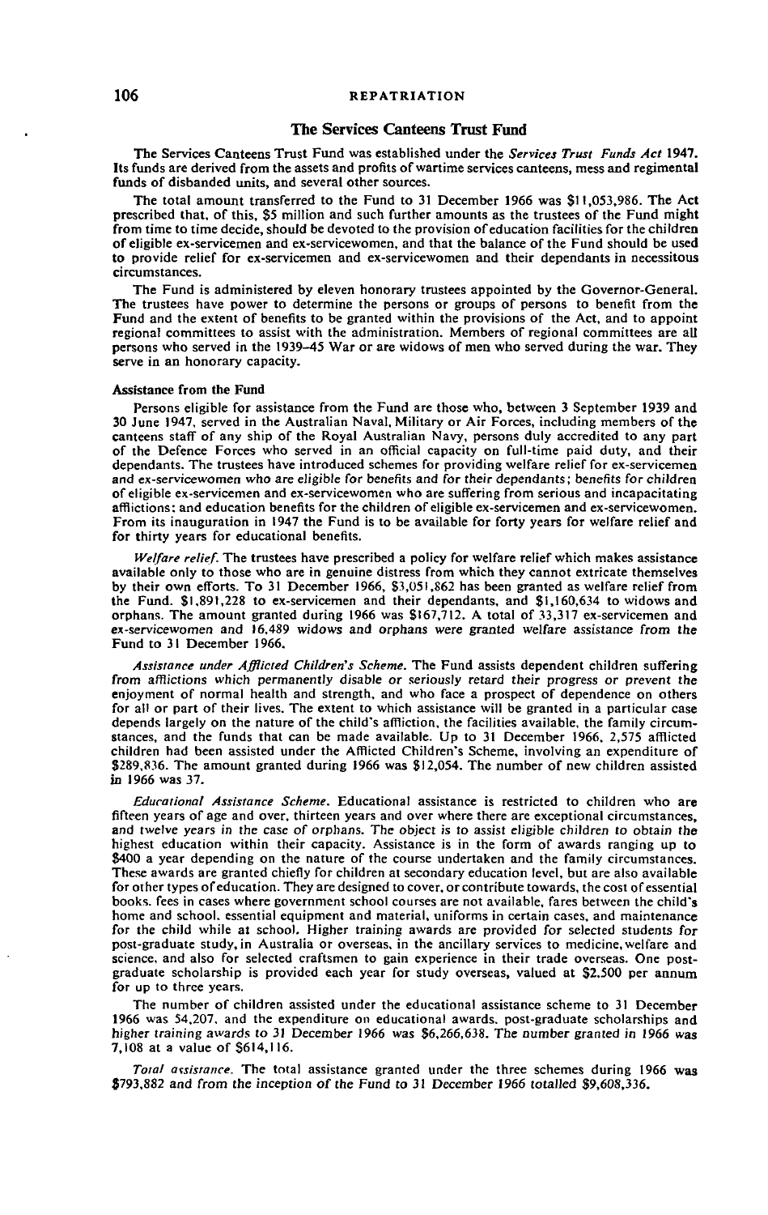## The Services Canteens Trust Fund

The Services Canteens Trust Fund was established under the *Services Trust Funds Act* 1947. Its funds are derived from the assets and profits of wartime services canteens, mess and regimental funds of disbanded units, and several other sources.

The total amount transferred to the Fund to 31 December 1966 was $11,053,986. The Act prescribed that, of this, $5 million and such further amounts as the trustees of the Fund might from time to time decide, should be devoted to the provision of education facilities for the children of eligible ex-servicemen and ex-servicewomen, and that the balance of the Fund should be used to provide relief for ex-servicemen and ex-servicewomen and their dependants in necessitous circumstances.

The Fund is administered by eleven honorary trustees appointed by the Governor-General. The trustees have power to determine the persons or groups of persons to benefit from the Fund and the extent of benefits to be granted within the provisions of the Act, and to appoint regional committees to assist with the administration. Members of regional committees are all persons who served in the 1939–45 War or are widows of men who served during the war. They serve in an honorary capacity.

### Assistance from the Fund

Persons eligible for assistance from the Fund are those who, between 3 September 1939 and 30 June 1947, served in the Australian Naval, Military or Air Forces, including members of the canteens staff of any ship of the Royal Australian Navy, persons duly accredited to any part of the Defence Forces who served in an official capacity on full-time paid duty, and their dependants. The trustees have introduced schemes for providing welfare relief for ex-servicemen and ex-servicewomen who are eligible for benefits and for their dependants; benefits for children of eligible ex-servicemen and ex-servicewomen who are suffering from serious and incapacitating afflictions; and education benefits for the children of eligible ex-servicemen and ex-servicewomen. From its inauguration in 1947 the Fund is to be available for forty years for welfare relief and for thirty years for educational benefits.

*Welfare relief.* The trustees have prescribed a policy for welfare relief which makes assistance available only to those who are in genuine distress from which they cannot extricate themselves by their own efforts. To 31 December 1966, $3,051,862 has been granted as welfare relief from the Fund. $1,891,228 to ex-servicemen and their dependants, and $1,160,634 to widows and orphans. The amount granted during 1966 was $167,712. A total of 33,317 ex-servicemen and ex-servicewomen and 16,489 widows and orphans were granted welfare assistance from the Fund to 31 December 1966.

*Assistance under Afflicted Children's Scheme.* The Fund assists dependent children suffering from afflictions which permanently disable or seriously retard their progress or prevent the enjoyment of normal health and strength, and who face a prospect of dependence on others for all or part of their lives. The extent to which assistance will be granted in a particular case depends largely on the nature of the child's affliction, the facilities available, the family circumstances, and the funds that can be made available. Up to 31 December 1966, 2,575 afflicted children had been assisted under the Afflicted Children's Scheme, involving an expenditure of $289,836. The amount granted during 1966 was $12,054. The number of new children assisted in 1966 was 37.

*Educational Assistance Scheme.* Educational assistance is restricted to children who are fifteen years of age and over, thirteen years and over where there are exceptional circumstances, and twelve years in the case of orphans. The object is to assist eligible children to obtain the highest education within their capacity. Assistance is in the form of awards ranging up to $400 a year depending on the nature of the course undertaken and the family circumstances. These awards are granted chiefly for children at secondary education level, but are also available for other types of education. They are designed to cover, or contribute towards, the cost of essential books. fees in cases where government school courses are not available, fares between the child's home and school, essential equipment and material, uniforms in certain cases, and maintenance for the child while at school. Higher training awards are provided for selected students for post-graduate study, in Australia or overseas, in the ancillary services to medicine, welfare and science, and also for selected craftsmen to gain experience in their trade overseas. One post-graduate scholarship is provided each year for study overseas, valued at $2,500 per annum for up to three years.

The number of children assisted under the educational assistance scheme to 31 December 1966 was 54,207, and the expenditure on educational awards, post-graduate scholarships and higher training awards to 31 December 1966 was $6,266,638. The number granted in 1966 was 7,108 at a value of $614,116.

*Total assistance.* The total assistance granted under the three schemes during 1966 was $793,882 and from the inception of the Fund to 31 December 1966 totalled $9,608,336.